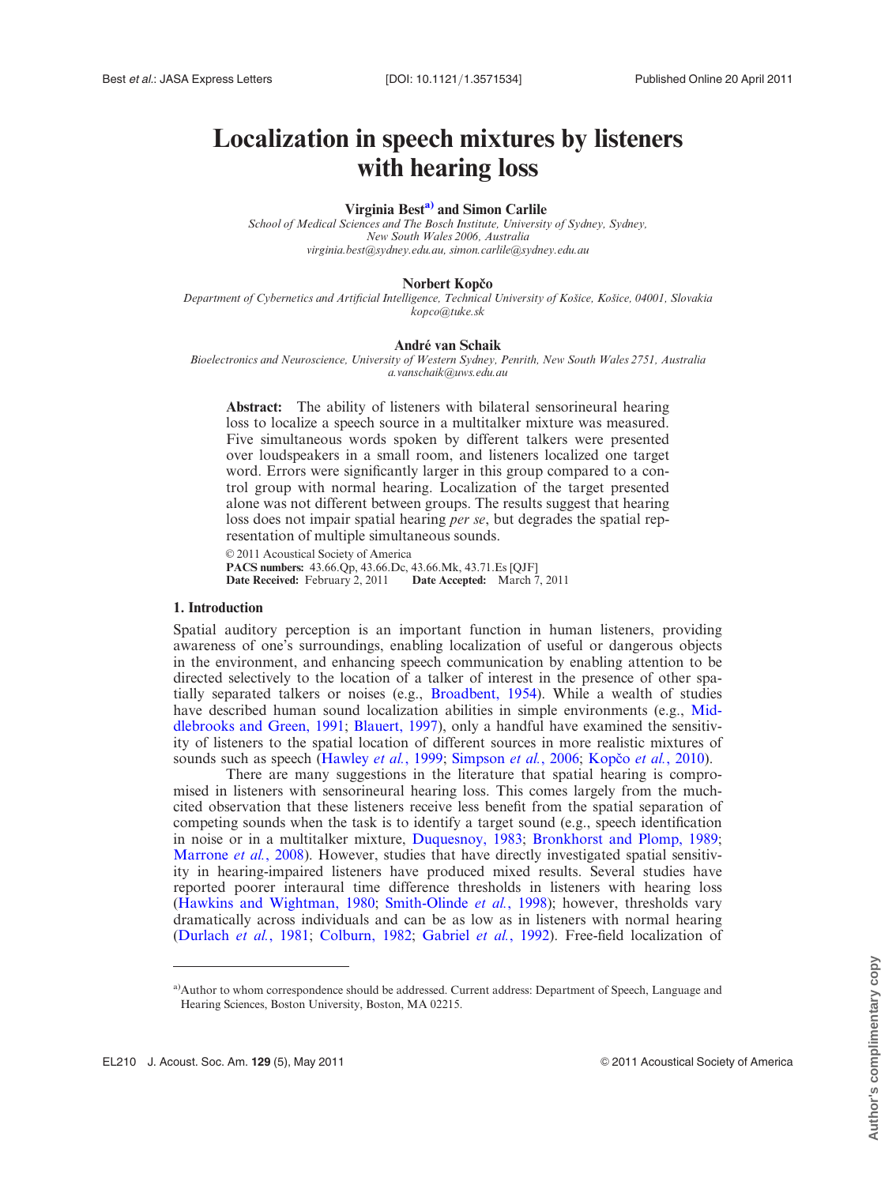# Localization in speech mixtures by listeners with hearing loss

**Virginia Best[a] and Simon Carlile**

*School of Medical Sciences and The Bosch Institute, University of Sydney, Sydney, New South Wales 2006, Australia*
*virginia.best@sydney.edu.au, simon.carlile@sydney.edu.au*

**Norbert Kopčo**

*Department of Cybernetics and Artificial Intelligence, Technical University of Košice, Košice, 04001, Slovakia*
*kopco@tuke.sk*

**André van Schaik**

*Bioelectronics and Neuroscience, University of Western Sydney, Penrith, New South Wales 2751, Australia*
*a.vanschaik@uws.edu.au*

**Abstract:** The ability of listeners with bilateral sensorineural hearing loss to localize a speech source in a multitalker mixture was measured. Five simultaneous words spoken by different talkers were presented over loudspeakers in a small room, and listeners localized one target word. Errors were significantly larger in this group compared to a control group with normal hearing. Localization of the target presented alone was not different between groups. The results suggest that hearing loss does not impair spatial hearing *per se*, but degrades the spatial representation of multiple simultaneous sounds.

© 2011 Acoustical Society of America
**PACS numbers:** 43.66.Qp, 43.66.Dc, 43.66.Mk, 43.71.Es [QJF]
**Date Received:** February 2, 2011 **Date Accepted:** March 7, 2011

## 1. Introduction

Spatial auditory perception is an important function in human listeners, providing awareness of one's surroundings, enabling localization of useful or dangerous objects in the environment, and enhancing speech communication by enabling attention to be directed selectively to the location of a talker of interest in the presence of other spatially separated talkers or noises (e.g., Broadbent, 1954). While a wealth of studies have described human sound localization abilities in simple environments (e.g., Middlebrooks and Green, 1991; Blauert, 1997), only a handful have examined the sensitivity of listeners to the spatial location of different sources in more realistic mixtures of sounds such as speech (Hawley *et al.*, 1999; Simpson *et al.*, 2006; Kopčo *et al.*, 2010).

There are many suggestions in the literature that spatial hearing is compromised in listeners with sensorineural hearing loss. This comes largely from the much-cited observation that these listeners receive less benefit from the spatial separation of competing sounds when the task is to identify a target sound (e.g., speech identification in noise or in a multitalker mixture, Duquesnoy, 1983; Bronkhorst and Plomp, 1989; Marrone *et al.*, 2008). However, studies that have directly investigated spatial sensitivity in hearing-impaired listeners have produced mixed results. Several studies have reported poorer interaural time difference thresholds in listeners with hearing loss (Hawkins and Wightman, 1980; Smith-Olinde *et al.*, 1998); however, thresholds vary dramatically across individuals and can be as low as in listeners with normal hearing (Durlach *et al.*, 1981; Colburn, 1982; Gabriel *et al.*, 1992). Free-field localization of

---

[a]Author to whom correspondence should be addressed. Current address: Department of Speech, Language and Hearing Sciences, Boston University, Boston, MA 02215.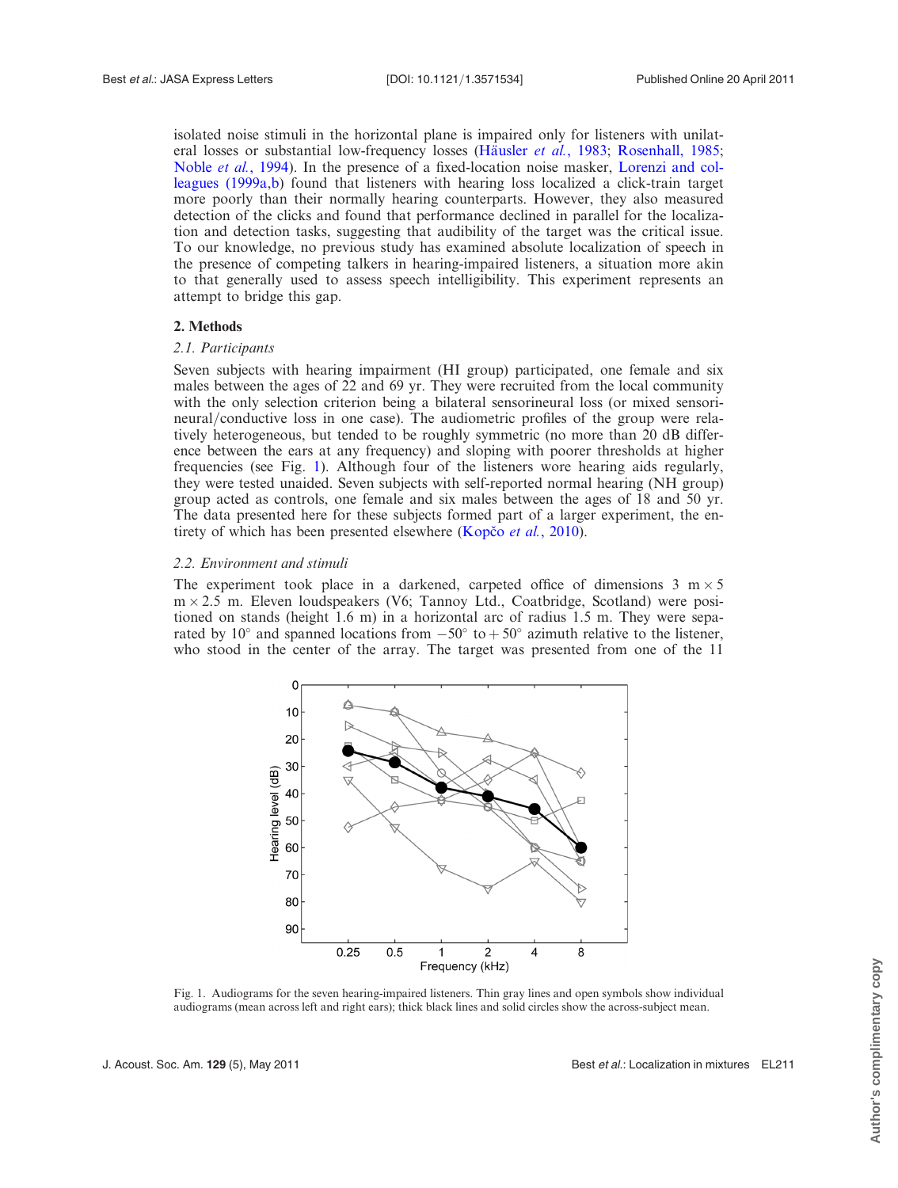isolated noise stimuli in the horizontal plane is impaired only for listeners with unilateral losses or substantial low-frequency losses (Häusler *et al.*, 1983; Rosenhall, 1985; Noble *et al.*, 1994). In the presence of a fixed-location noise masker, Lorenzi and colleagues (1999a,b) found that listeners with hearing loss localized a click-train target more poorly than their normally hearing counterparts. However, they also measured detection of the clicks and found that performance declined in parallel for the localization and detection tasks, suggesting that audibility of the target was the critical issue. To our knowledge, no previous study has examined absolute localization of speech in the presence of competing talkers in hearing-impaired listeners, a situation more akin to that generally used to assess speech intelligibility. This experiment represents an attempt to bridge this gap.

## 2. Methods

### *2.1. Participants*

Seven subjects with hearing impairment (HI group) participated, one female and six males between the ages of 22 and 69 yr. They were recruited from the local community with the only selection criterion being a bilateral sensorineural loss (or mixed sensorineural/conductive loss in one case). The audiometric profiles of the group were relatively heterogeneous, but tended to be roughly symmetric (no more than 20 dB difference between the ears at any frequency) and sloping with poorer thresholds at higher frequencies (see Fig. 1). Although four of the listeners wore hearing aids regularly, they were tested unaided. Seven subjects with self-reported normal hearing (NH group) group acted as controls, one female and six males between the ages of 18 and 50 yr. The data presented here for these subjects formed part of a larger experiment, the entirety of which has been presented elsewhere (Kopčo *et al.*, 2010).

### *2.2. Environment and stimuli*

The experiment took place in a darkened, carpeted office of dimensions 3 m × 5 m × 2.5 m. Eleven loudspeakers (V6; Tannoy Ltd., Coatbridge, Scotland) were positioned on stands (height 1.6 m) in a horizontal arc of radius 1.5 m. They were separated by 10° and spanned locations from −50° to + 50° azimuth relative to the listener, who stood in the center of the array. The target was presented from one of the 11

Fig. 1. Audiograms for the seven hearing-impaired listeners. Thin gray lines and open symbols show individual audiograms (mean across left and right ears); thick black lines and solid circles show the across-subject mean.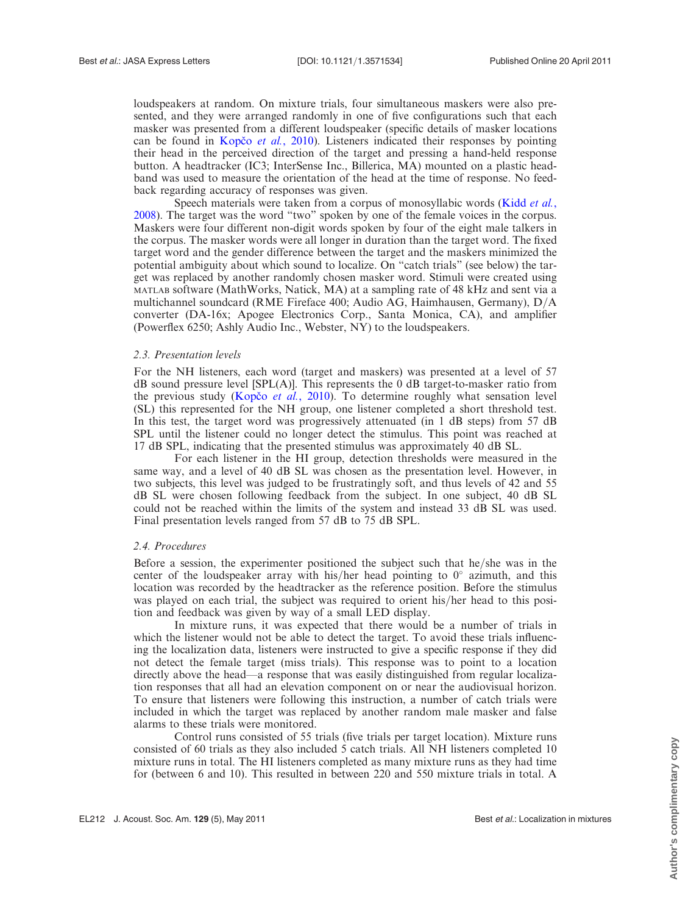loudspeakers at random. On mixture trials, four simultaneous maskers were also presented, and they were arranged randomly in one of five configurations such that each masker was presented from a different loudspeaker (specific details of masker locations can be found in Kopčo *et al.*, 2010). Listeners indicated their responses by pointing their head in the perceived direction of the target and pressing a hand-held response button. A headtracker (IC3; InterSense Inc., Billerica, MA) mounted on a plastic headband was used to measure the orientation of the head at the time of response. No feedback regarding accuracy of responses was given.

Speech materials were taken from a corpus of monosyllabic words (Kidd *et al.*, 2008). The target was the word "two" spoken by one of the female voices in the corpus. Maskers were four different non-digit words spoken by four of the eight male talkers in the corpus. The masker words were all longer in duration than the target word. The fixed target word and the gender difference between the target and the maskers minimized the potential ambiguity about which sound to localize. On "catch trials" (see below) the target was replaced by another randomly chosen masker word. Stimuli were created using MATLAB software (MathWorks, Natick, MA) at a sampling rate of 48 kHz and sent via a multichannel soundcard (RME Fireface 400; Audio AG, Haimhausen, Germany), D/A converter (DA-16x; Apogee Electronics Corp., Santa Monica, CA), and amplifier (Powerflex 6250; Ashly Audio Inc., Webster, NY) to the loudspeakers.

### *2.3. Presentation levels*

For the NH listeners, each word (target and maskers) was presented at a level of 57 dB sound pressure level [SPL(A)]. This represents the 0 dB target-to-masker ratio from the previous study (Kopčo *et al.*, 2010). To determine roughly what sensation level (SL) this represented for the NH group, one listener completed a short threshold test. In this test, the target word was progressively attenuated (in 1 dB steps) from 57 dB SPL until the listener could no longer detect the stimulus. This point was reached at 17 dB SPL, indicating that the presented stimulus was approximately 40 dB SL.

For each listener in the HI group, detection thresholds were measured in the same way, and a level of 40 dB SL was chosen as the presentation level. However, in two subjects, this level was judged to be frustratingly soft, and thus levels of 42 and 55 dB SL were chosen following feedback from the subject. In one subject, 40 dB SL could not be reached within the limits of the system and instead 33 dB SL was used. Final presentation levels ranged from 57 dB to 75 dB SPL.

### *2.4. Procedures*

Before a session, the experimenter positioned the subject such that he/she was in the center of the loudspeaker array with his/her head pointing to 0° azimuth, and this location was recorded by the headtracker as the reference position. Before the stimulus was played on each trial, the subject was required to orient his/her head to this position and feedback was given by way of a small LED display.

In mixture runs, it was expected that there would be a number of trials in which the listener would not be able to detect the target. To avoid these trials influencing the localization data, listeners were instructed to give a specific response if they did not detect the female target (miss trials). This response was to point to a location directly above the head—a response that was easily distinguished from regular localization responses that all had an elevation component on or near the audiovisual horizon. To ensure that listeners were following this instruction, a number of catch trials were included in which the target was replaced by another random male masker and false alarms to these trials were monitored.

Control runs consisted of 55 trials (five trials per target location). Mixture runs consisted of 60 trials as they also included 5 catch trials. All NH listeners completed 10 mixture runs in total. The HI listeners completed as many mixture runs as they had time for (between 6 and 10). This resulted in between 220 and 550 mixture trials in total. A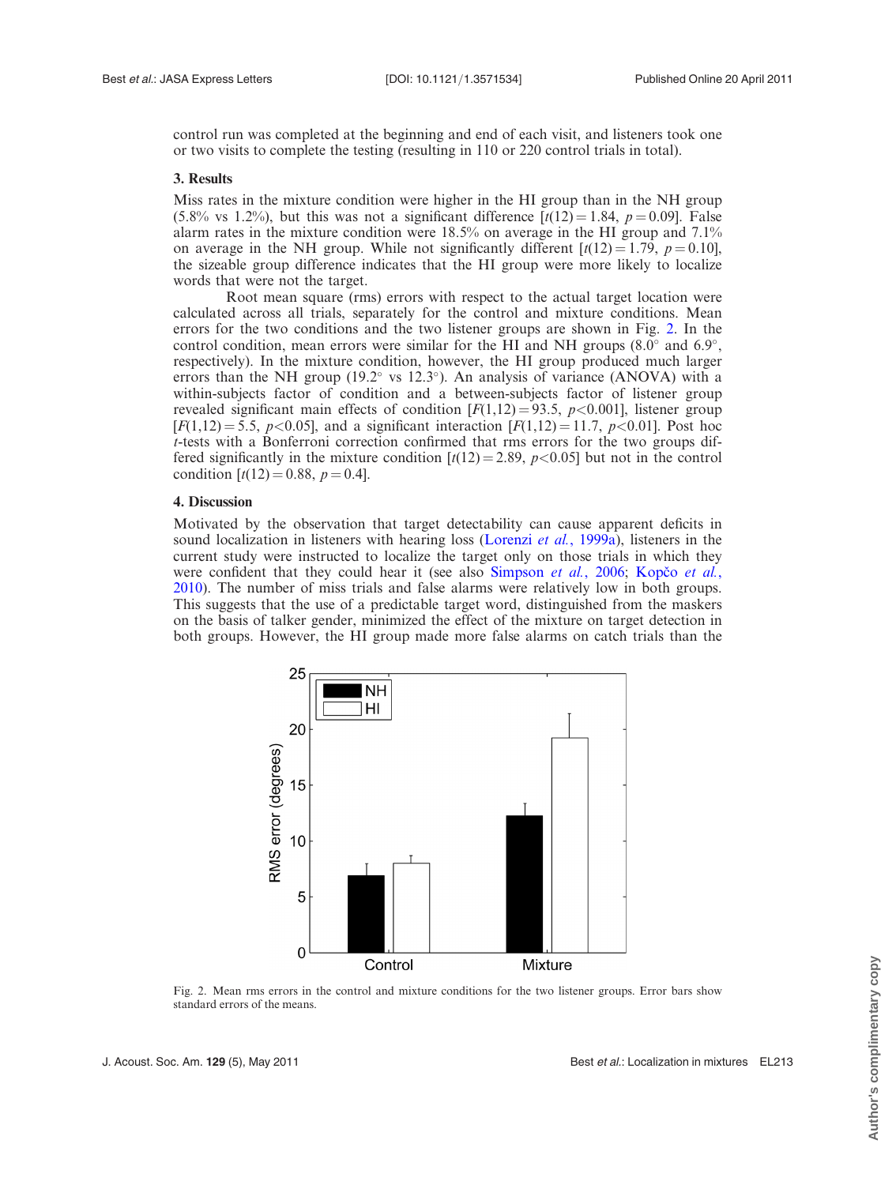control run was completed at the beginning and end of each visit, and listeners took one or two visits to complete the testing (resulting in 110 or 220 control trials in total).

### 3. Results

Miss rates in the mixture condition were higher in the HI group than in the NH group (5.8% vs 1.2%), but this was not a significant difference [$t(12) = 1.84$, $p = 0.09$]. False alarm rates in the mixture condition were 18.5% on average in the HI group and 7.1% on average in the NH group. While not significantly different [$t(12) = 1.79$, $p = 0.10$], the sizeable group difference indicates that the HI group were more likely to localize words that were not the target.

Root mean square (rms) errors with respect to the actual target location were calculated across all trials, separately for the control and mixture conditions. Mean errors for the two conditions and the two listener groups are shown in Fig. 2. In the control condition, mean errors were similar for the HI and NH groups (8.0° and 6.9°, respectively). In the mixture condition, however, the HI group produced much larger errors than the NH group (19.2° vs 12.3°). An analysis of variance (ANOVA) with a within-subjects factor of condition and a between-subjects factor of listener group revealed significant main effects of condition [$F(1,12) = 93.5$, $p < 0.001$], listener group [$F(1,12) = 5.5$, $p < 0.05$], and a significant interaction [$F(1,12) = 11.7$, $p < 0.01$]. Post hoc *t*-tests with a Bonferroni correction confirmed that rms errors for the two groups differed significantly in the mixture condition [$t(12) = 2.89$, $p < 0.05$] but not in the control condition [$t(12) = 0.88$, $p = 0.4$].

### 4. Discussion

Motivated by the observation that target detectability can cause apparent deficits in sound localization in listeners with hearing loss (Lorenzi *et al.*, 1999a), listeners in the current study were instructed to localize the target only on those trials in which they were confident that they could hear it (see also Simpson *et al.*, 2006; Kopčo *et al.*, 2010). The number of miss trials and false alarms were relatively low in both groups. This suggests that the use of a predictable target word, distinguished from the maskers on the basis of talker gender, minimized the effect of the mixture on target detection in both groups. However, the HI group made more false alarms on catch trials than the

Fig. 2. Mean rms errors in the control and mixture conditions for the two listener groups. Error bars show standard errors of the means.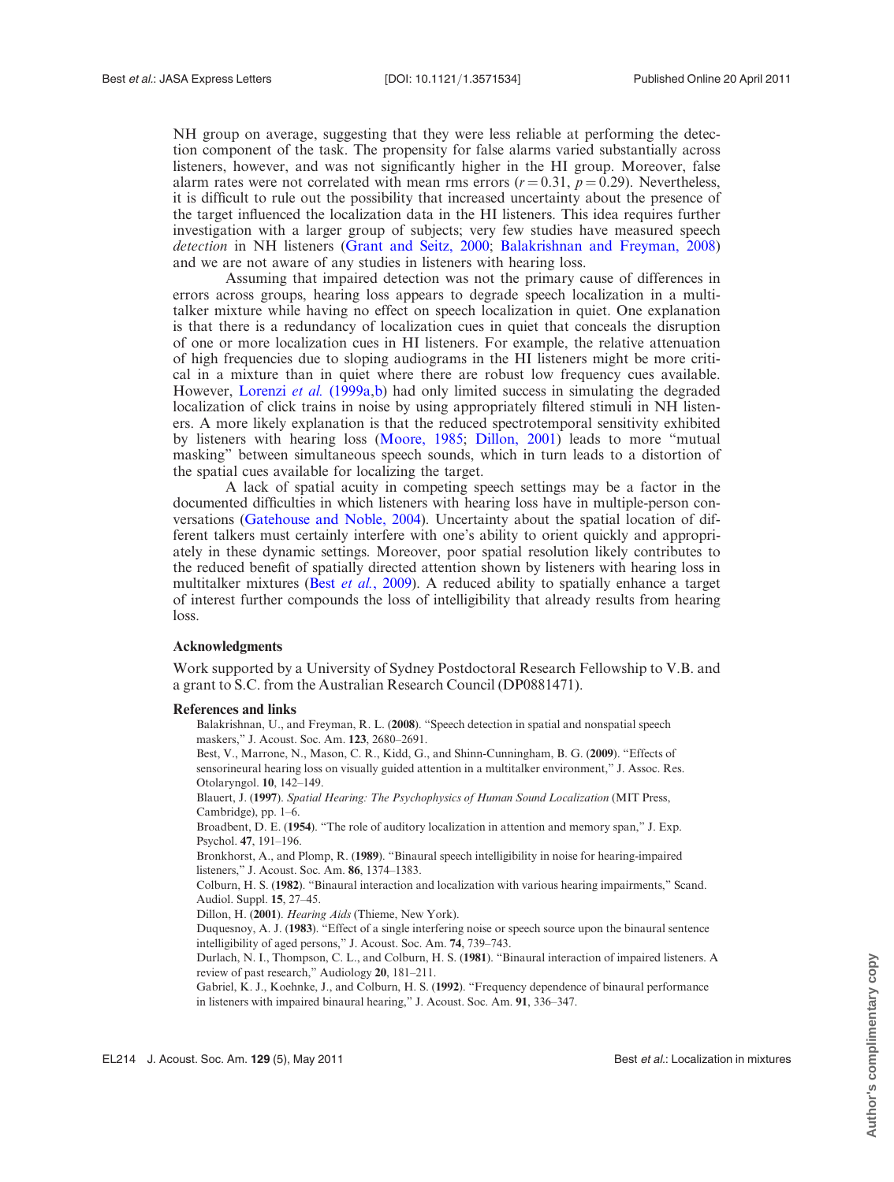NH group on average, suggesting that they were less reliable at performing the detection component of the task. The propensity for false alarms varied substantially across listeners, however, and was not significantly higher in the HI group. Moreover, false alarm rates were not correlated with mean rms errors ($r = 0.31$, $p = 0.29$). Nevertheless, it is difficult to rule out the possibility that increased uncertainty about the presence of the target influenced the localization data in the HI listeners. This idea requires further investigation with a larger group of subjects; very few studies have measured speech *detection* in NH listeners (Grant and Seitz, 2000; Balakrishnan and Freyman, 2008) and we are not aware of any studies in listeners with hearing loss.

Assuming that impaired detection was not the primary cause of differences in errors across groups, hearing loss appears to degrade speech localization in a multitalker mixture while having no effect on speech localization in quiet. One explanation is that there is a redundancy of localization cues in quiet that conceals the disruption of one or more localization cues in HI listeners. For example, the relative attenuation of high frequencies due to sloping audiograms in the HI listeners might be more critical in a mixture than in quiet where there are robust low frequency cues available. However, Lorenzi *et al.* (1999a,b) had only limited success in simulating the degraded localization of click trains in noise by using appropriately filtered stimuli in NH listeners. A more likely explanation is that the reduced spectrotemporal sensitivity exhibited by listeners with hearing loss (Moore, 1985; Dillon, 2001) leads to more "mutual masking" between simultaneous speech sounds, which in turn leads to a distortion of the spatial cues available for localizing the target.

A lack of spatial acuity in competing speech settings may be a factor in the documented difficulties in which listeners with hearing loss have in multiple-person conversations (Gatehouse and Noble, 2004). Uncertainty about the spatial location of different talkers must certainly interfere with one's ability to orient quickly and appropriately in these dynamic settings. Moreover, poor spatial resolution likely contributes to the reduced benefit of spatially directed attention shown by listeners with hearing loss in multitalker mixtures (Best *et al.*, 2009). A reduced ability to spatially enhance a target of interest further compounds the loss of intelligibility that already results from hearing loss.

### Acknowledgments

Work supported by a University of Sydney Postdoctoral Research Fellowship to V.B. and a grant to S.C. from the Australian Research Council (DP0881471).

### References and links

Balakrishnan, U., and Freyman, R. L. (**2008**). "Speech detection in spatial and nonspatial speech maskers," J. Acoust. Soc. Am. **123**, 2680–2691.

Best, V., Marrone, N., Mason, C. R., Kidd, G., and Shinn-Cunningham, B. G. (**2009**). "Effects of sensorineural hearing loss on visually guided attention in a multitalker environment," J. Assoc. Res. Otolaryngol. **10**, 142–149.

Blauert, J. (**1997**). *Spatial Hearing: The Psychophysics of Human Sound Localization* (MIT Press, Cambridge), pp. 1–6.

Broadbent, D. E. (**1954**). "The role of auditory localization in attention and memory span," J. Exp. Psychol. **47**, 191–196.

Bronkhorst, A., and Plomp, R. (**1989**). "Binaural speech intelligibility in noise for hearing-impaired listeners," J. Acoust. Soc. Am. **86**, 1374–1383.

Colburn, H. S. (**1982**). "Binaural interaction and localization with various hearing impairments," Scand. Audiol. Suppl. **15**, 27–45.

Dillon, H. (**2001**). *Hearing Aids* (Thieme, New York).

Duquesnoy, A. J. (**1983**). "Effect of a single interfering noise or speech source upon the binaural sentence intelligibility of aged persons," J. Acoust. Soc. Am. **74**, 739–743.

Durlach, N. I., Thompson, C. L., and Colburn, H. S. (**1981**). "Binaural interaction of impaired listeners. A review of past research," Audiology **20**, 181–211.

Gabriel, K. J., Koehnke, J., and Colburn, H. S. (**1992**). "Frequency dependence of binaural performance in listeners with impaired binaural hearing," J. Acoust. Soc. Am. **91**, 336–347.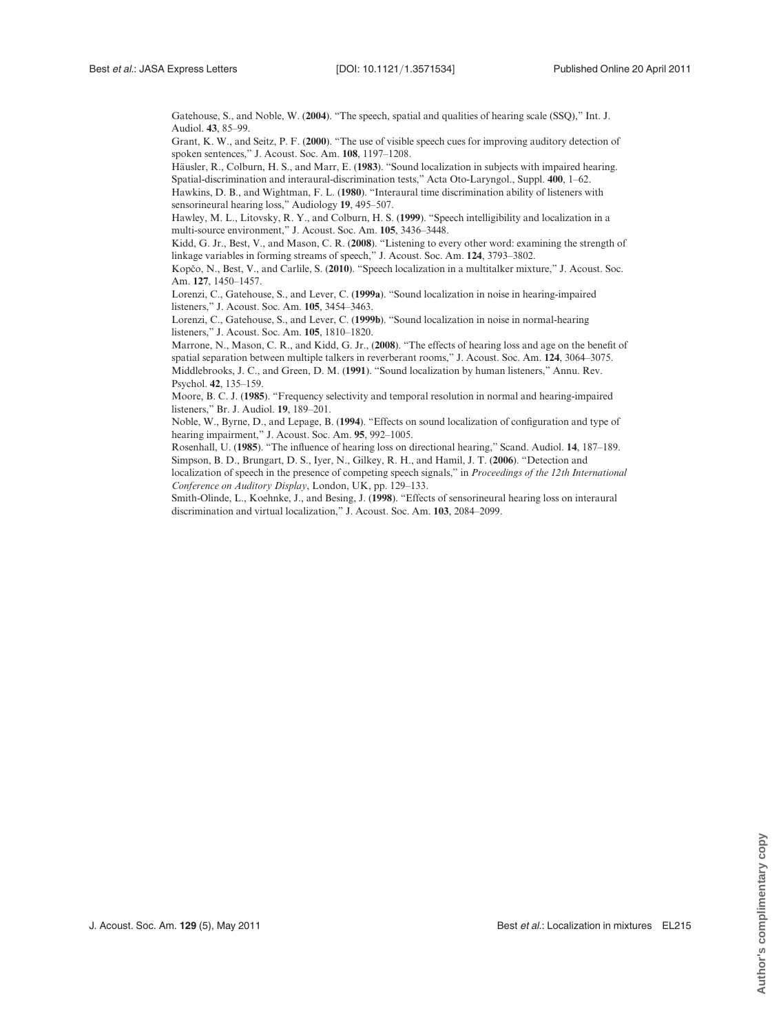Gatehouse, S., and Noble, W. (**2004**). “The speech, spatial and qualities of hearing scale (SSQ),” Int. J. Audiol. **43**, 85–99.

Grant, K. W., and Seitz, P. F. (**2000**). “The use of visible speech cues for improving auditory detection of spoken sentences,” J. Acoust. Soc. Am. **108**, 1197–1208.

Häusler, R., Colburn, H. S., and Marr, E. (**1983**). “Sound localization in subjects with impaired hearing. Spatial-discrimination and interaural-discrimination tests,” Acta Oto-Laryngol., Suppl. **400**, 1–62.

Hawkins, D. B., and Wightman, F. L. (**1980**). “Interaural time discrimination ability of listeners with sensorineural hearing loss,” Audiology **19**, 495–507.

Hawley, M. L., Litovsky, R. Y., and Colburn, H. S. (**1999**). “Speech intelligibility and localization in a multi-source environment,” J. Acoust. Soc. Am. **105**, 3436–3448.

Kidd, G. Jr., Best, V., and Mason, C. R. (**2008**). “Listening to every other word: examining the strength of linkage variables in forming streams of speech,” J. Acoust. Soc. Am. **124**, 3793–3802.

Kopčo, N., Best, V., and Carlile, S. (**2010**). “Speech localization in a multitalker mixture,” J. Acoust. Soc. Am. **127**, 1450–1457.

Lorenzi, C., Gatehouse, S., and Lever, C. (**1999a**). “Sound localization in noise in hearing-impaired listeners,” J. Acoust. Soc. Am. **105**, 3454–3463.

Lorenzi, C., Gatehouse, S., and Lever, C. (**1999b**). “Sound localization in noise in normal-hearing listeners,” J. Acoust. Soc. Am. **105**, 1810–1820.

Marrone, N., Mason, C. R., and Kidd, G. Jr., (**2008**). “The effects of hearing loss and age on the benefit of spatial separation between multiple talkers in reverberant rooms,” J. Acoust. Soc. Am. **124**, 3064–3075.

Middlebrooks, J. C., and Green, D. M. (**1991**). “Sound localization by human listeners,” Annu. Rev. Psychol. **42**, 135–159.

Moore, B. C. J. (**1985**). “Frequency selectivity and temporal resolution in normal and hearing-impaired listeners,” Br. J. Audiol. **19**, 189–201.

Noble, W., Byrne, D., and Lepage, B. (**1994**). “Effects on sound localization of configuration and type of hearing impairment,” J. Acoust. Soc. Am. **95**, 992–1005.

Rosenhall, U. (**1985**). “The influence of hearing loss on directional hearing,” Scand. Audiol. **14**, 187–189.

Simpson, B. D., Brungart, D. S., Iyer, N., Gilkey, R. H., and Hamil, J. T. (**2006**). “Detection and localization of speech in the presence of competing speech signals,” in *Proceedings of the 12th International Conference on Auditory Display*, London, UK, pp. 129–133.

Smith-Olinde, L., Koehnke, J., and Besing, J. (**1998**). “Effects of sensorineural hearing loss on interaural discrimination and virtual localization,” J. Acoust. Soc. Am. **103**, 2084–2099.